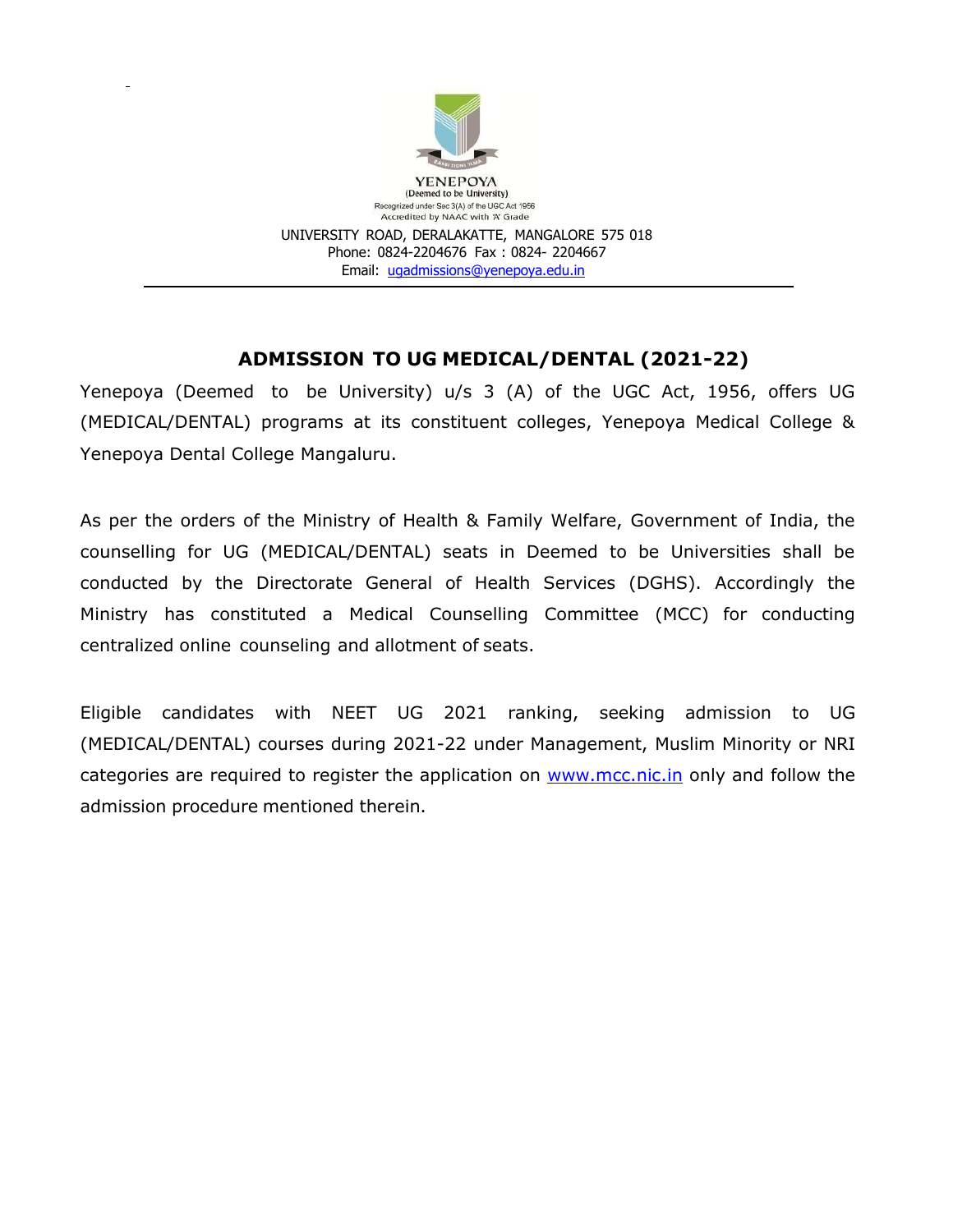YENEPOYA
(Deemed to be University)
Recognized under Sec 3(A) of the UGC Act 1956
Accredited by NAAC with 'A' Grade

UNIVERSITY ROAD, DERALAKATTE, MANGALORE 575 018
Phone: 0824-2204676 Fax : 0824- 2204667
Email: ugadmissions@yenepoya.edu.in

---

## ADMISSION TO UG MEDICAL/DENTAL (2021-22)

Yenepoya (Deemed to be University) u/s 3 (A) of the UGC Act, 1956, offers UG (MEDICAL/DENTAL) programs at its constituent colleges, Yenepoya Medical College & Yenepoya Dental College Mangaluru.

As per the orders of the Ministry of Health & Family Welfare, Government of India, the counselling for UG (MEDICAL/DENTAL) seats in Deemed to be Universities shall be conducted by the Directorate General of Health Services (DGHS). Accordingly the Ministry has constituted a Medical Counselling Committee (MCC) for conducting centralized online counseling and allotment of seats.

Eligible candidates with NEET UG 2021 ranking, seeking admission to UG (MEDICAL/DENTAL) courses during 2021-22 under Management, Muslim Minority or NRI categories are required to register the application on www.mcc.nic.in only and follow the admission procedure mentioned therein.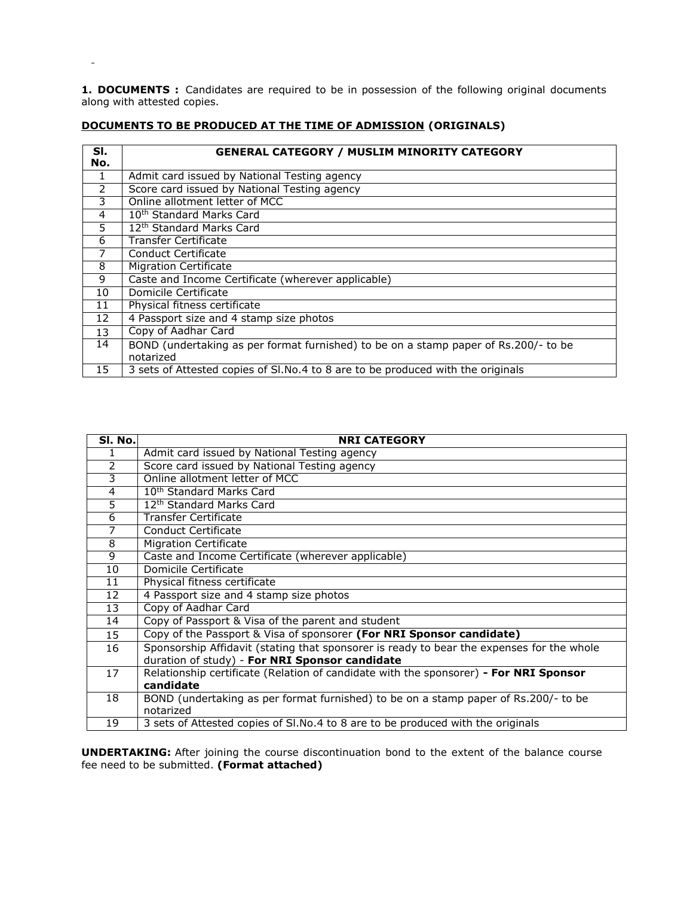**1. DOCUMENTS :** Candidates are required to be in possession of the following original documents along with attested copies.

**DOCUMENTS TO BE PRODUCED AT THE TIME OF ADMISSION (ORIGINALS)**

| Sl. No. | GENERAL CATEGORY / MUSLIM MINORITY CATEGORY |
|---|---|
| 1 | Admit card issued by National Testing agency |
| 2 | Score card issued by National Testing agency |
| 3 | Online allotment letter of MCC |
| 4 | 10th Standard Marks Card |
| 5 | 12th Standard Marks Card |
| 6 | Transfer Certificate |
| 7 | Conduct Certificate |
| 8 | Migration Certificate |
| 9 | Caste and Income Certificate (wherever applicable) |
| 10 | Domicile Certificate |
| 11 | Physical fitness certificate |
| 12 | 4 Passport size and 4 stamp size photos |
| 13 | Copy of Aadhar Card |
| 14 | BOND (undertaking as per format furnished) to be on a stamp paper of Rs.200/- to be notarized |
| 15 | 3 sets of Attested copies of Sl.No.4 to 8 are to be produced with the originals |

| Sl. No. | NRI CATEGORY |
|---|---|
| 1 | Admit card issued by National Testing agency |
| 2 | Score card issued by National Testing agency |
| 3 | Online allotment letter of MCC |
| 4 | 10th Standard Marks Card |
| 5 | 12th Standard Marks Card |
| 6 | Transfer Certificate |
| 7 | Conduct Certificate |
| 8 | Migration Certificate |
| 9 | Caste and Income Certificate (wherever applicable) |
| 10 | Domicile Certificate |
| 11 | Physical fitness certificate |
| 12 | 4 Passport size and 4 stamp size photos |
| 13 | Copy of Aadhar Card |
| 14 | Copy of Passport & Visa of the parent and student |
| 15 | Copy of the Passport & Visa of sponsorer **(For NRI Sponsor candidate)** |
| 16 | Sponsorship Affidavit (stating that sponsorer is ready to bear the expenses for the whole duration of study) - **For NRI Sponsor candidate** |
| 17 | Relationship certificate (Relation of candidate with the sponsorer) **- For NRI Sponsor candidate** |
| 18 | BOND (undertaking as per format furnished) to be on a stamp paper of Rs.200/- to be notarized |
| 19 | 3 sets of Attested copies of Sl.No.4 to 8 are to be produced with the originals |

**UNDERTAKING:** After joining the course discontinuation bond to the extent of the balance course fee need to be submitted. **(Format attached)**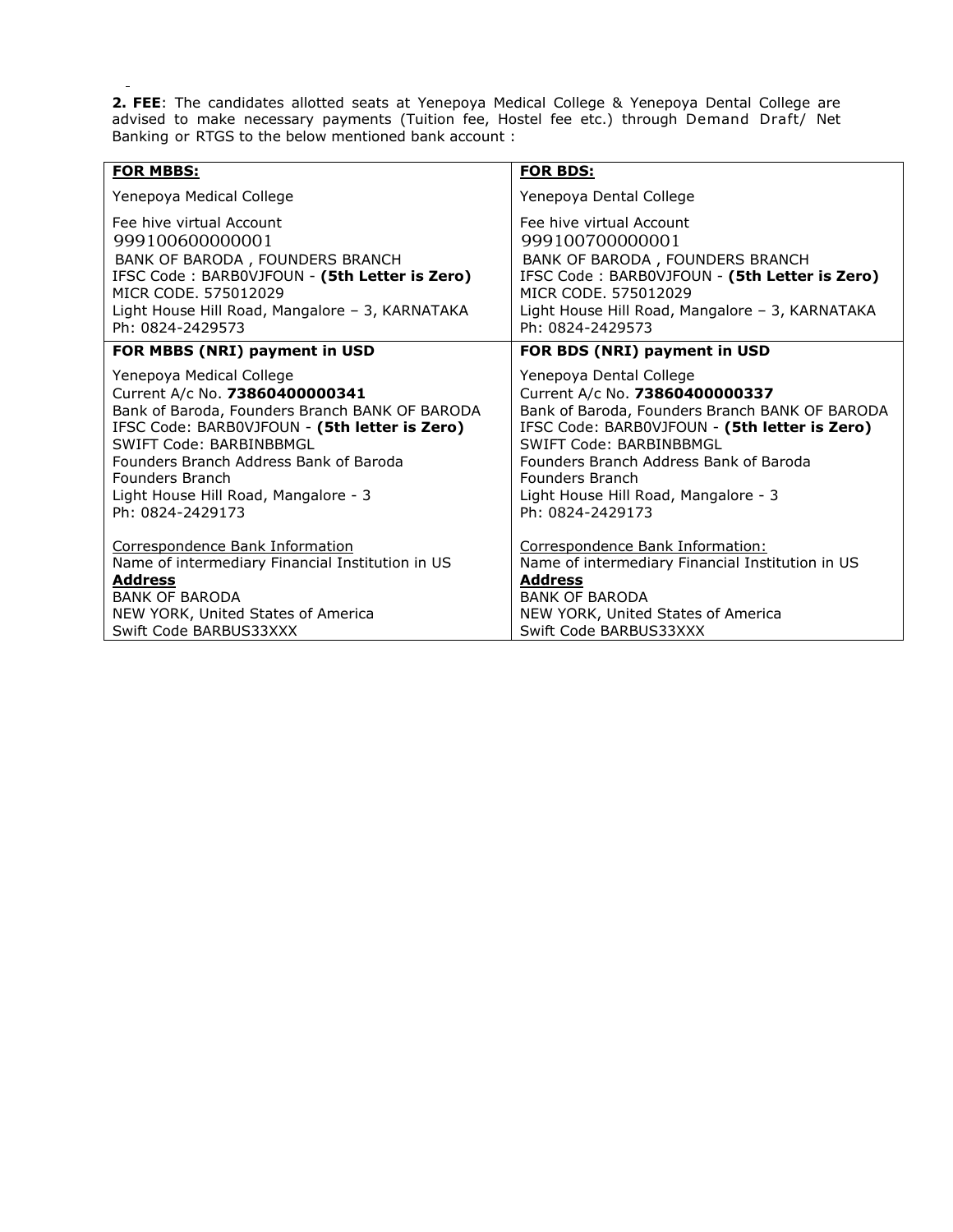**2. FEE**: The candidates allotted seats at Yenepoya Medical College & Yenepoya Dental College are advised to make necessary payments (Tuition fee, Hostel fee etc.) through Demand Draft/ Net Banking or RTGS to the below mentioned bank account :

| **FOR MBBS:** | **FOR BDS:** |
|---|---|
| Yenepoya Medical College<br><br>Fee hive virtual Account<br>999100600000001<br>BANK OF BARODA , FOUNDERS BRANCH<br>IFSC Code : BARB0VJFOUN - **(5th Letter is Zero)**<br>MICR CODE. 575012029<br>Light House Hill Road, Mangalore – 3, KARNATAKA<br>Ph: 0824-2429573 | Yenepoya Dental College<br><br>Fee hive virtual Account<br>999100700000001<br>BANK OF BARODA , FOUNDERS BRANCH<br>IFSC Code : BARB0VJFOUN - **(5th Letter is Zero)**<br>MICR CODE. 575012029<br>Light House Hill Road, Mangalore – 3, KARNATAKA<br>Ph: 0824-2429573 |
| **FOR MBBS (NRI) payment in USD** | **FOR BDS (NRI) payment in USD** |
| Yenepoya Medical College<br>Current A/c No. **73860400000341**<br>Bank of Baroda, Founders Branch BANK OF BARODA<br>IFSC Code: BARB0VJFOUN - **(5th letter is Zero)**<br>SWIFT Code: BARBINBBMGL<br>Founders Branch Address Bank of Baroda<br>Founders Branch<br>Light House Hill Road, Mangalore - 3<br>Ph: 0824-2429173<br><br>Correspondence Bank Information<br>Name of intermediary Financial Institution in US<br>**Address**<br>BANK OF BARODA<br>NEW YORK, United States of America<br>Swift Code BARBUS33XXX | Yenepoya Dental College<br>Current A/c No. **73860400000337**<br>Bank of Baroda, Founders Branch BANK OF BARODA<br>IFSC Code: BARB0VJFOUN - **(5th letter is Zero)**<br>SWIFT Code: BARBINBBMGL<br>Founders Branch Address Bank of Baroda<br>Founders Branch<br>Light House Hill Road, Mangalore - 3<br>Ph: 0824-2429173<br><br>Correspondence Bank Information:<br>Name of intermediary Financial Institution in US<br>**Address**<br>BANK OF BARODA<br>NEW YORK, United States of America<br>Swift Code BARBUS33XXX |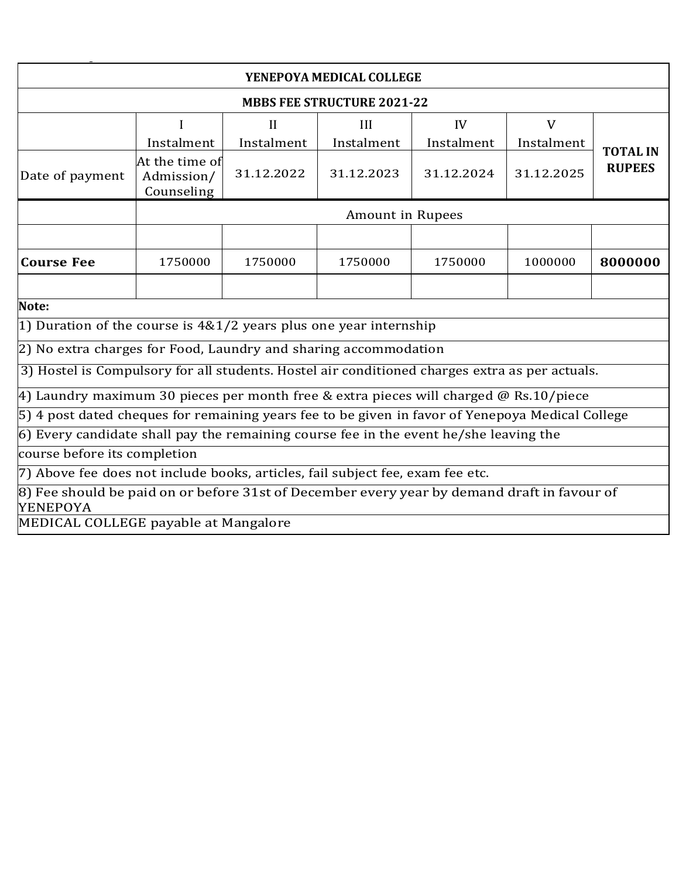## YENEPOYA MEDICAL COLLEGE

### MBBS FEE STRUCTURE 2021-22

| | I Instalment | II Instalment | III Instalment | IV Instalment | V Instalment | TOTAL IN RUPEES |
|---|---|---|---|---|---|---|
| Date of payment | At the time of Admission/ Counseling | 31.12.2022 | 31.12.2023 | 31.12.2024 | 31.12.2025 | |
| | Amount in Rupees | | | | | |
| | | | | | | |
| **Course Fee** | 1750000 | 1750000 | 1750000 | 1750000 | 1000000 | **8000000** |
| | | | | | | |

**Note:**

1) Duration of the course is 4&1/2 years plus one year internship
2) No extra charges for Food, Laundry and sharing accommodation
3) Hostel is Compulsory for all students. Hostel air conditioned charges extra as per actuals.
4) Laundry maximum 30 pieces per month free & extra pieces will charged @ Rs.10/piece
5) 4 post dated cheques for remaining years fee to be given in favor of Yenepoya Medical College
6) Every candidate shall pay the remaining course fee in the event he/she leaving the course before its completion
7) Above fee does not include books, articles, fail subject fee, exam fee etc.
8) Fee should be paid on or before 31st of December every year by demand draft in favour of YENEPOYA MEDICAL COLLEGE payable at Mangalore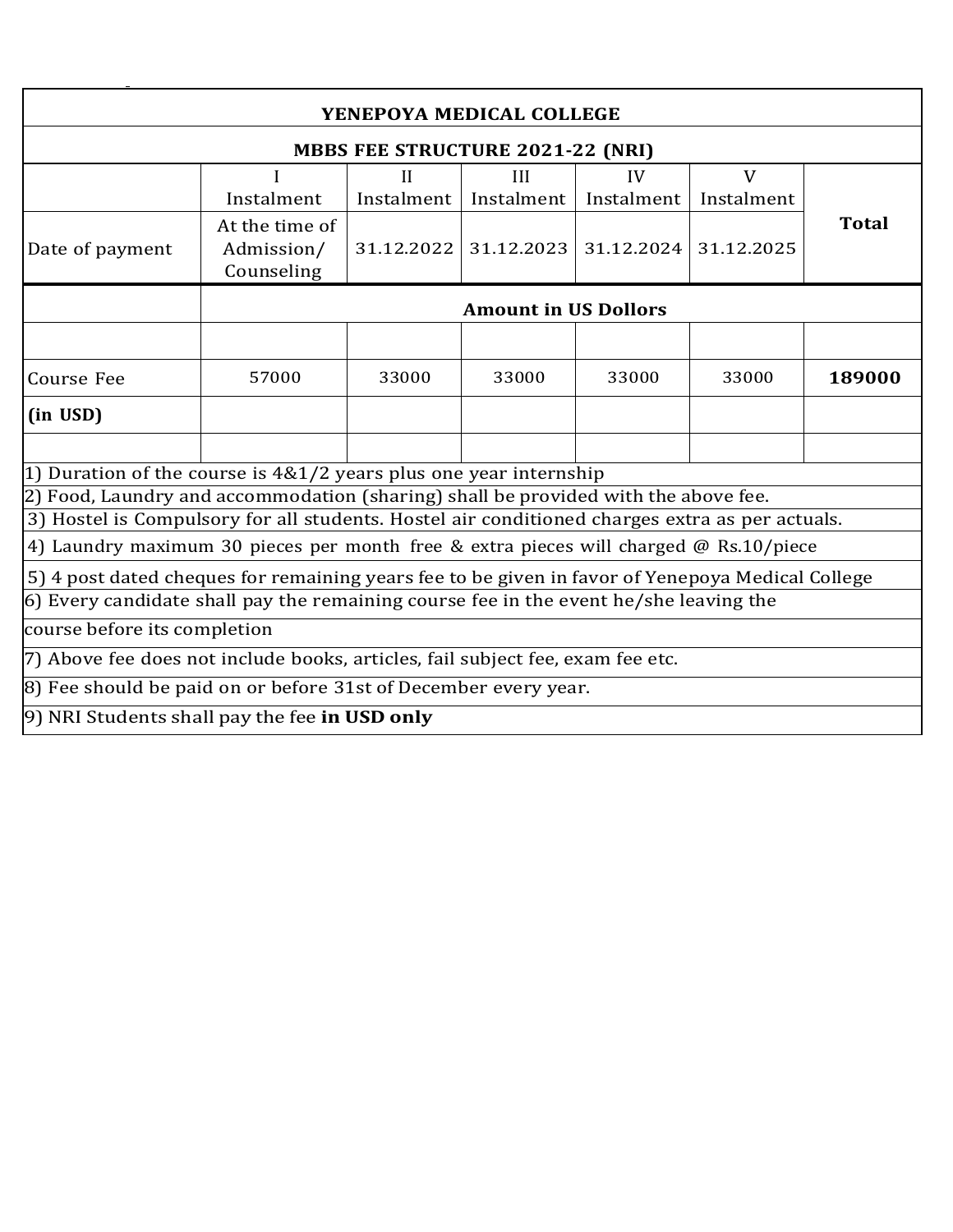## YENEPOYA MEDICAL COLLEGE

### MBBS FEE STRUCTURE 2021-22 (NRI)

| | I Instalment | II Instalment | III Instalment | IV Instalment | V Instalment | **Total** |
|---|---|---|---|---|---|---|
| Date of payment | At the time of Admission/ Counseling | 31.12.2022 | 31.12.2023 | 31.12.2024 | 31.12.2025 | |
| | **Amount in US Dollors** | | | | | |
| | | | | | | |
| Course Fee | 57000 | 33000 | 33000 | 33000 | 33000 | **189000** |
| **(in USD)** | | | | | | |
| | | | | | | |

1) Duration of the course is 4&1/2 years plus one year internship
2) Food, Laundry and accommodation (sharing) shall be provided with the above fee.
3) Hostel is Compulsory for all students. Hostel air conditioned charges extra as per actuals.
4) Laundry maximum 30 pieces per month free & extra pieces will charged @ Rs.10/piece
5) 4 post dated cheques for remaining years fee to be given in favor of Yenepoya Medical College
6) Every candidate shall pay the remaining course fee in the event he/she leaving the course before its completion
7) Above fee does not include books, articles, fail subject fee, exam fee etc.
8) Fee should be paid on or before 31st of December every year.
9) NRI Students shall pay the fee **in USD only**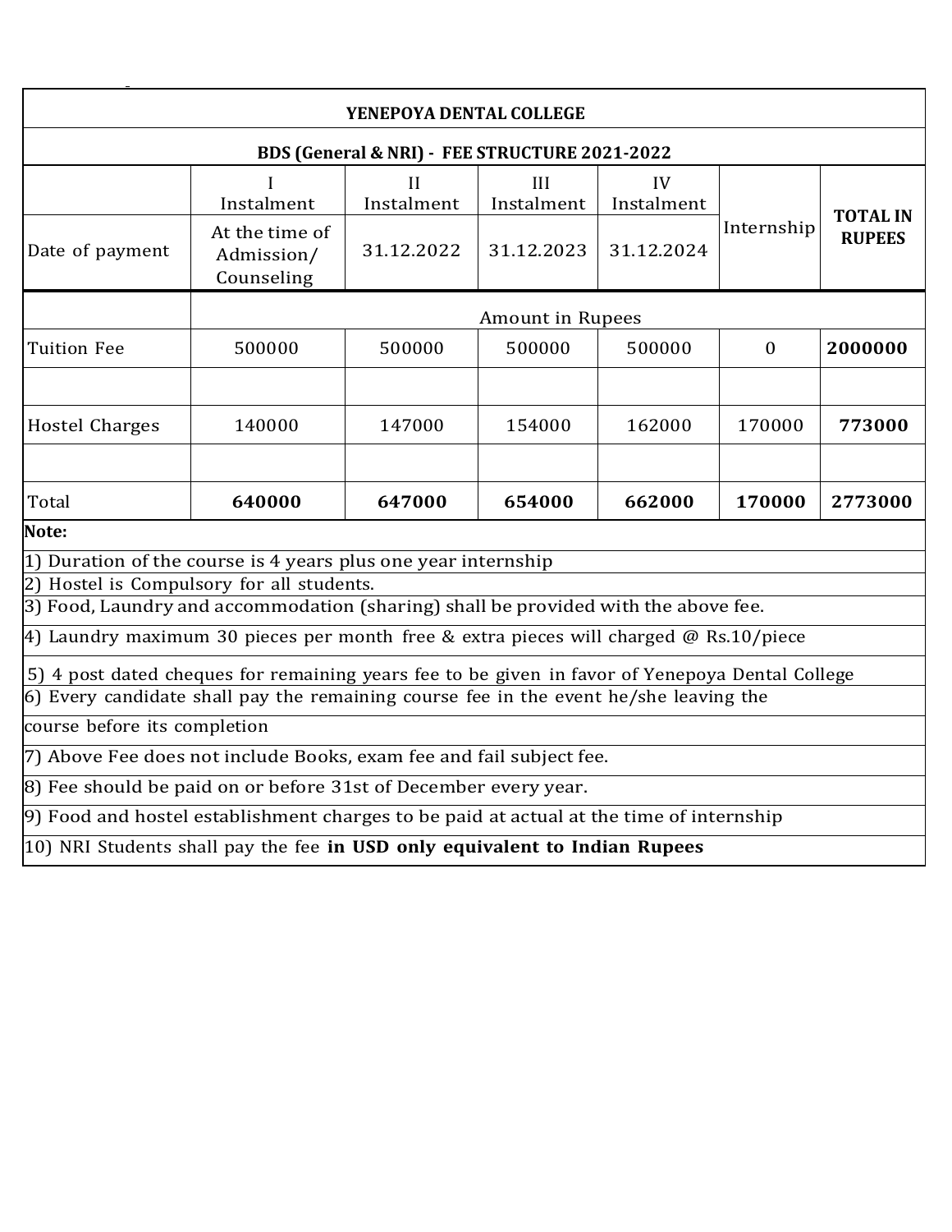## YENEPOYA DENTAL COLLEGE

### BDS (General & NRI) - FEE STRUCTURE 2021-2022

| | I Instalment | II Instalment | III Instalment | IV Instalment | Internship | **TOTAL IN RUPEES** |
|---|---|---|---|---|---|---|
| Date of payment | At the time of Admission/ Counseling | 31.12.2022 | 31.12.2023 | 31.12.2024 | | |
| | Amount in Rupees | | | | | |
| Tuition Fee | 500000 | 500000 | 500000 | 500000 | 0 | **2000000** |
| | | | | | | |
| Hostel Charges | 140000 | 147000 | 154000 | 162000 | 170000 | **773000** |
| | | | | | | |
| Total | **640000** | **647000** | **654000** | **662000** | **170000** | **2773000** |

**Note:**

1) Duration of the course is 4 years plus one year internship
2) Hostel is Compulsory for all students.
3) Food, Laundry and accommodation (sharing) shall be provided with the above fee.
4) Laundry maximum 30 pieces per month free & extra pieces will charged @ Rs.10/piece
5) 4 post dated cheques for remaining years fee to be given in favor of Yenepoya Dental College
6) Every candidate shall pay the remaining course fee in the event he/she leaving the course before its completion
7) Above Fee does not include Books, exam fee and fail subject fee.
8) Fee should be paid on or before 31st of December every year.
9) Food and hostel establishment charges to be paid at actual at the time of internship
10) NRI Students shall pay the fee **in USD only equivalent to Indian Rupees**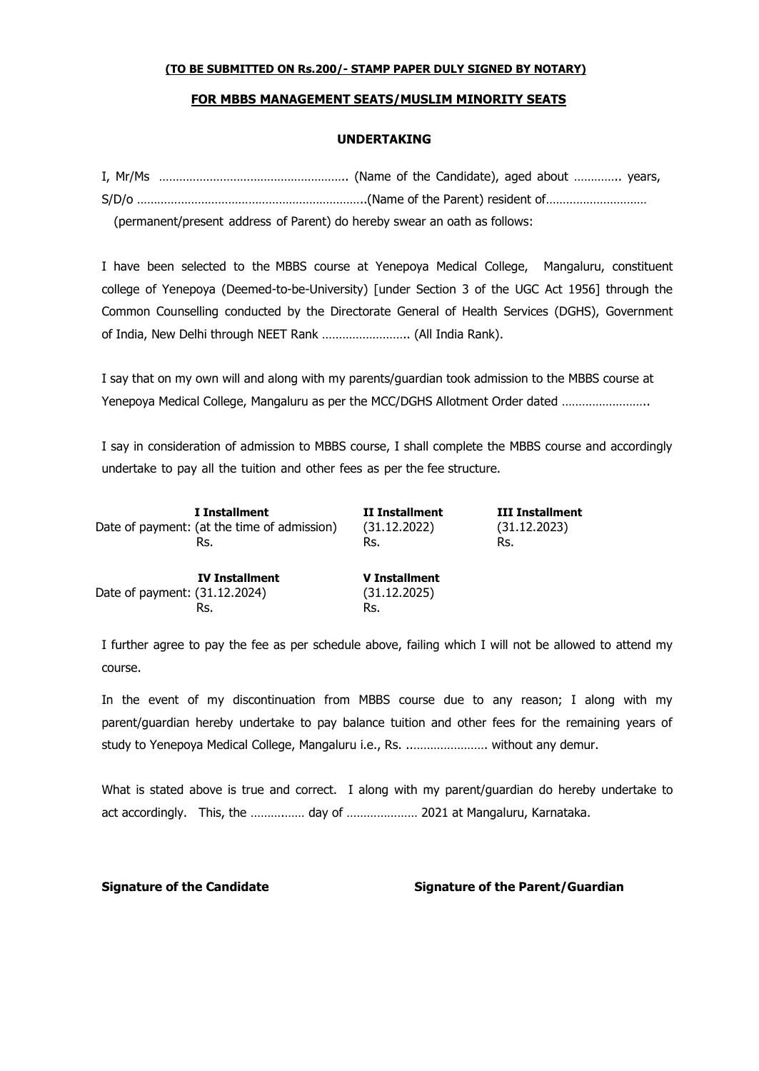**(TO BE SUBMITTED ON Rs.200/- STAMP PAPER DULY SIGNED BY NOTARY)**

**FOR MBBS MANAGEMENT SEATS/MUSLIM MINORITY SEATS**

**UNDERTAKING**

I, Mr/Ms ……………………………………………….. (Name of the Candidate), aged about ………….. years, S/D/o …………………………………………………………..(Name of the Parent) resident of……………………………… (permanent/present address of Parent) do hereby swear an oath as follows:

I have been selected to the MBBS course at Yenepoya Medical College, Mangaluru, constituent college of Yenepoya (Deemed-to-be-University) [under Section 3 of the UGC Act 1956] through the Common Counselling conducted by the Directorate General of Health Services (DGHS), Government of India, New Delhi through NEET Rank …………………….. (All India Rank).

I say that on my own will and along with my parents/guardian took admission to the MBBS course at Yenepoya Medical College, Mangaluru as per the MCC/DGHS Allotment Order dated ……………………..

I say in consideration of admission to MBBS course, I shall complete the MBBS course and accordingly undertake to pay all the tuition and other fees as per the fee structure.

| | I Installment | II Installment | III Installment |
|---|---|---|---|
| Date of payment: | (at the time of admission) | (31.12.2022) | (31.12.2023) |
| | Rs. | Rs. | Rs. |

| | IV Installment | V Installment |
|---|---|---|
| Date of payment: | (31.12.2024) | (31.12.2025) |
| | Rs. | Rs. |

I further agree to pay the fee as per schedule above, failing which I will not be allowed to attend my course.

In the event of my discontinuation from MBBS course due to any reason; I along with my parent/guardian hereby undertake to pay balance tuition and other fees for the remaining years of study to Yenepoya Medical College, Mangaluru i.e., Rs. ..………………….. without any demur.

What is stated above is true and correct. I along with my parent/guardian do hereby undertake to act accordingly. This, the ……..…… day of ………………… 2021 at Mangaluru, Karnataka.

**Signature of the Candidate** **Signature of the Parent/Guardian**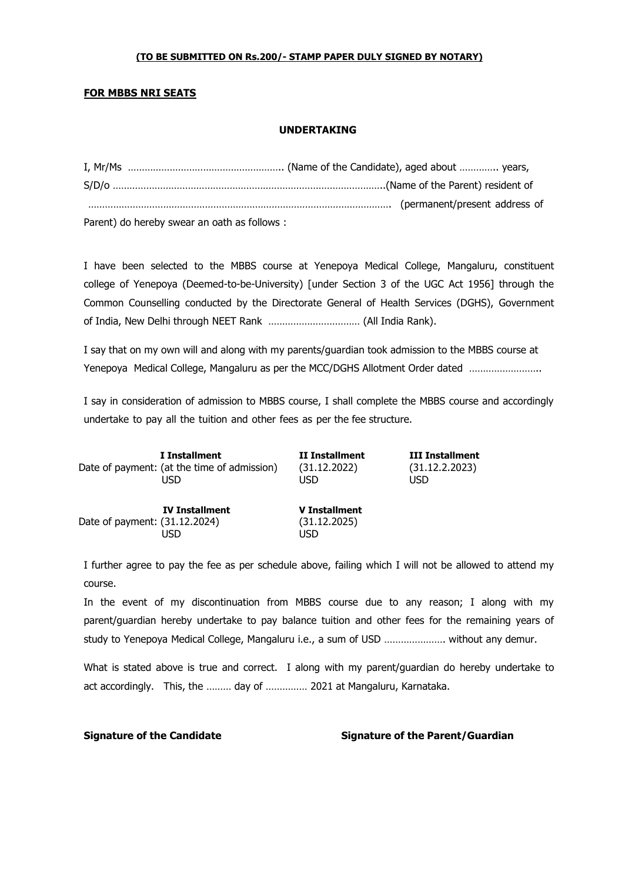**(TO BE SUBMITTED ON Rs.200/- STAMP PAPER DULY SIGNED BY NOTARY)**

**FOR MBBS NRI SEATS**

# UNDERTAKING

I, Mr/Ms ……………………………………………….. (Name of the Candidate), aged about ………….. years, S/D/o ……………………………………………………………………………………..(Name of the Parent) resident of ………………………………………………………………………………………………. (permanent/present address of Parent) do hereby swear an oath as follows :

I have been selected to the MBBS course at Yenepoya Medical College, Mangaluru, constituent college of Yenepoya (Deemed-to-be-University) [under Section 3 of the UGC Act 1956] through the Common Counselling conducted by the Directorate General of Health Services (DGHS), Government of India, New Delhi through NEET Rank …………………………… (All India Rank).

I say that on my own will and along with my parents/guardian took admission to the MBBS course at Yenepoya Medical College, Mangaluru as per the MCC/DGHS Allotment Order dated ……………………..

I say in consideration of admission to MBBS course, I shall complete the MBBS course and accordingly undertake to pay all the tuition and other fees as per the fee structure.

| | I Installment | II Installment | III Installment |
|---|---|---|---|
| Date of payment: | (at the time of admission) | (31.12.2022) | (31.12.2.2023) |
| | USD | USD | USD |

| | IV Installment | V Installment |
|---|---|---|
| Date of payment: | (31.12.2024) | (31.12.2025) |
| | USD | USD |

I further agree to pay the fee as per schedule above, failing which I will not be allowed to attend my course.

In the event of my discontinuation from MBBS course due to any reason; I along with my parent/guardian hereby undertake to pay balance tuition and other fees for the remaining years of study to Yenepoya Medical College, Mangaluru i.e., a sum of USD …………………. without any demur.

What is stated above is true and correct. I along with my parent/guardian do hereby undertake to act accordingly. This, the ……… day of …………… 2021 at Mangaluru, Karnataka.

**Signature of the Candidate** **Signature of the Parent/Guardian**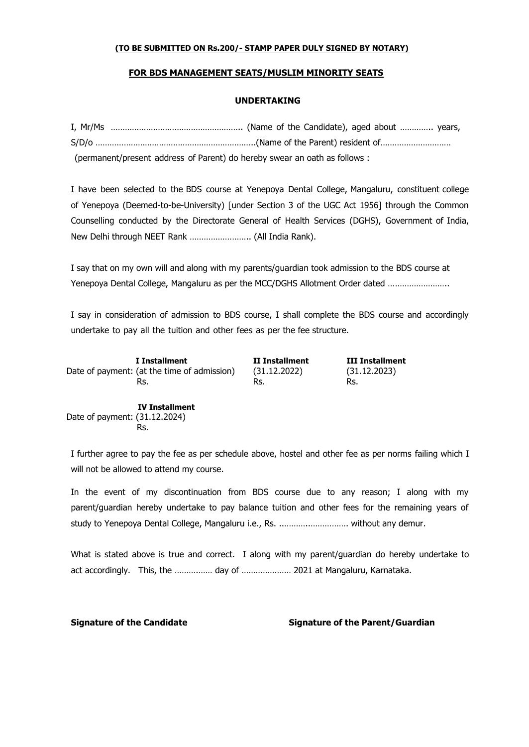**(TO BE SUBMITTED ON Rs.200/- STAMP PAPER DULY SIGNED BY NOTARY)**

**FOR BDS MANAGEMENT SEATS/MUSLIM MINORITY SEATS**

## UNDERTAKING

I, Mr/Ms ……………………………………………….. (Name of the Candidate), aged about ………….. years, S/D/o …………………………………………………………..(Name of the Parent) resident of………………………… (permanent/present address of Parent) do hereby swear an oath as follows :

I have been selected to the BDS course at Yenepoya Dental College, Mangaluru, constituent college of Yenepoya (Deemed-to-be-University) [under Section 3 of the UGC Act 1956] through the Common Counselling conducted by the Directorate General of Health Services (DGHS), Government of India, New Delhi through NEET Rank …………………….. (All India Rank).

I say that on my own will and along with my parents/guardian took admission to the BDS course at Yenepoya Dental College, Mangaluru as per the MCC/DGHS Allotment Order dated ……………………..

I say in consideration of admission to BDS course, I shall complete the BDS course and accordingly undertake to pay all the tuition and other fees as per the fee structure.

| | I Installment | II Installment | III Installment |
|---|---|---|---|
| Date of payment: | (at the time of admission) | (31.12.2022) | (31.12.2023) |
| | Rs. | Rs. | Rs. |

| | IV Installment |
|---|---|
| Date of payment: | (31.12.2024) |
| | Rs. |

I further agree to pay the fee as per schedule above, hostel and other fee as per norms failing which I will not be allowed to attend my course.

In the event of my discontinuation from BDS course due to any reason; I along with my parent/guardian hereby undertake to pay balance tuition and other fees for the remaining years of study to Yenepoya Dental College, Mangaluru i.e., Rs. ……………………… without any demur.

What is stated above is true and correct. I along with my parent/guardian do hereby undertake to act accordingly. This, the …………… day of ………………… 2021 at Mangaluru, Karnataka.

**Signature of the Candidate** **Signature of the Parent/Guardian**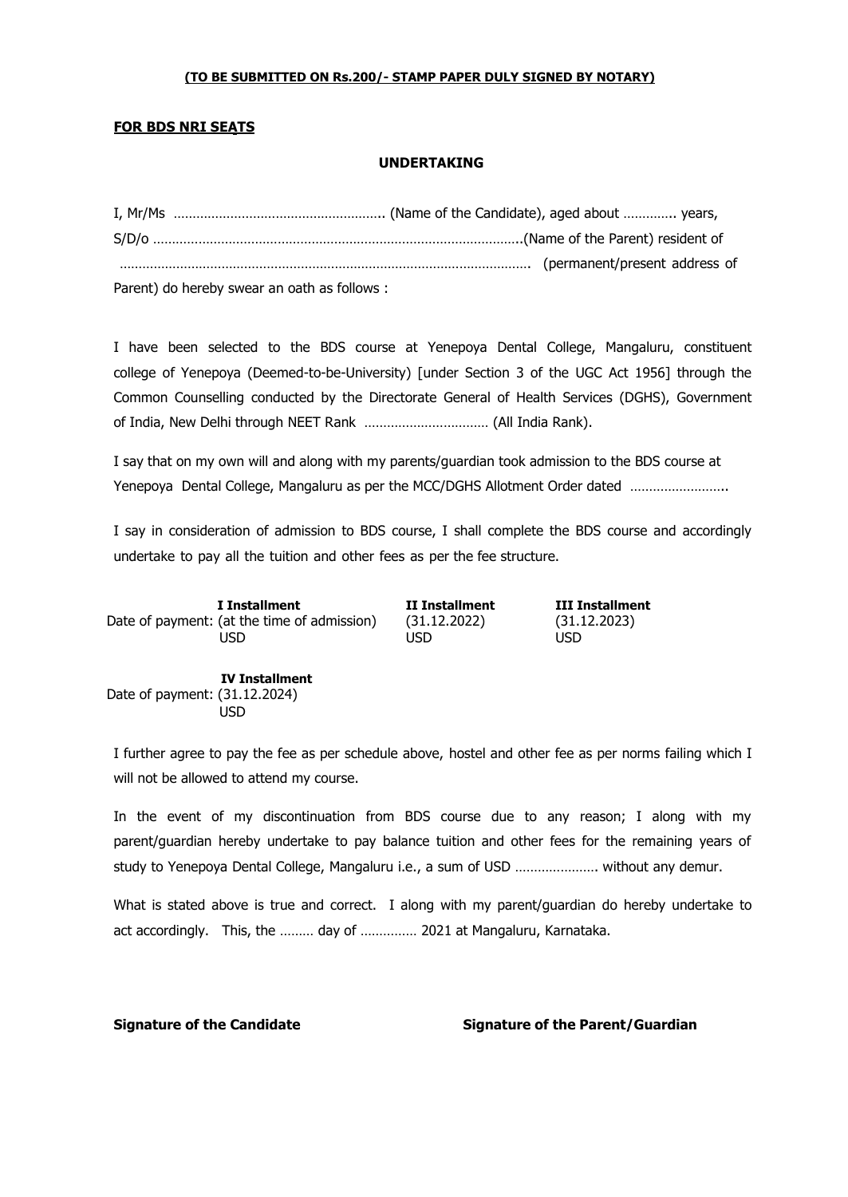**(TO BE SUBMITTED ON Rs.200/- STAMP PAPER DULY SIGNED BY NOTARY)**

**FOR BDS NRI SEATS**

## UNDERTAKING

I, Mr/Ms ……………………………………………….. (Name of the Candidate), aged about ………….. years, S/D/o ……………………………………………………………………………………..(Name of the Parent) resident of …………………………………………………………………………………………………. (permanent/present address of Parent) do hereby swear an oath as follows :

I have been selected to the BDS course at Yenepoya Dental College, Mangaluru, constituent college of Yenepoya (Deemed-to-be-University) [under Section 3 of the UGC Act 1956] through the Common Counselling conducted by the Directorate General of Health Services (DGHS), Government of India, New Delhi through NEET Rank …………………………… (All India Rank).

I say that on my own will and along with my parents/guardian took admission to the BDS course at Yenepoya Dental College, Mangaluru as per the MCC/DGHS Allotment Order dated ……………………..

I say in consideration of admission to BDS course, I shall complete the BDS course and accordingly undertake to pay all the tuition and other fees as per the fee structure.

| | I Installment | II Installment | III Installment |
|---|---|---|---|
| Date of payment: | (at the time of admission) | (31.12.2022) | (31.12.2023) |
| | USD | USD | USD |

| | IV Installment |
|---|---|
| Date of payment: | (31.12.2024) |
| | USD |

I further agree to pay the fee as per schedule above, hostel and other fee as per norms failing which I will not be allowed to attend my course.

In the event of my discontinuation from BDS course due to any reason; I along with my parent/guardian hereby undertake to pay balance tuition and other fees for the remaining years of study to Yenepoya Dental College, Mangaluru i.e., a sum of USD …………………. without any demur.

What is stated above is true and correct. I along with my parent/guardian do hereby undertake to act accordingly. This, the ……… day of …………… 2021 at Mangaluru, Karnataka.

**Signature of the Candidate** **Signature of the Parent/Guardian**